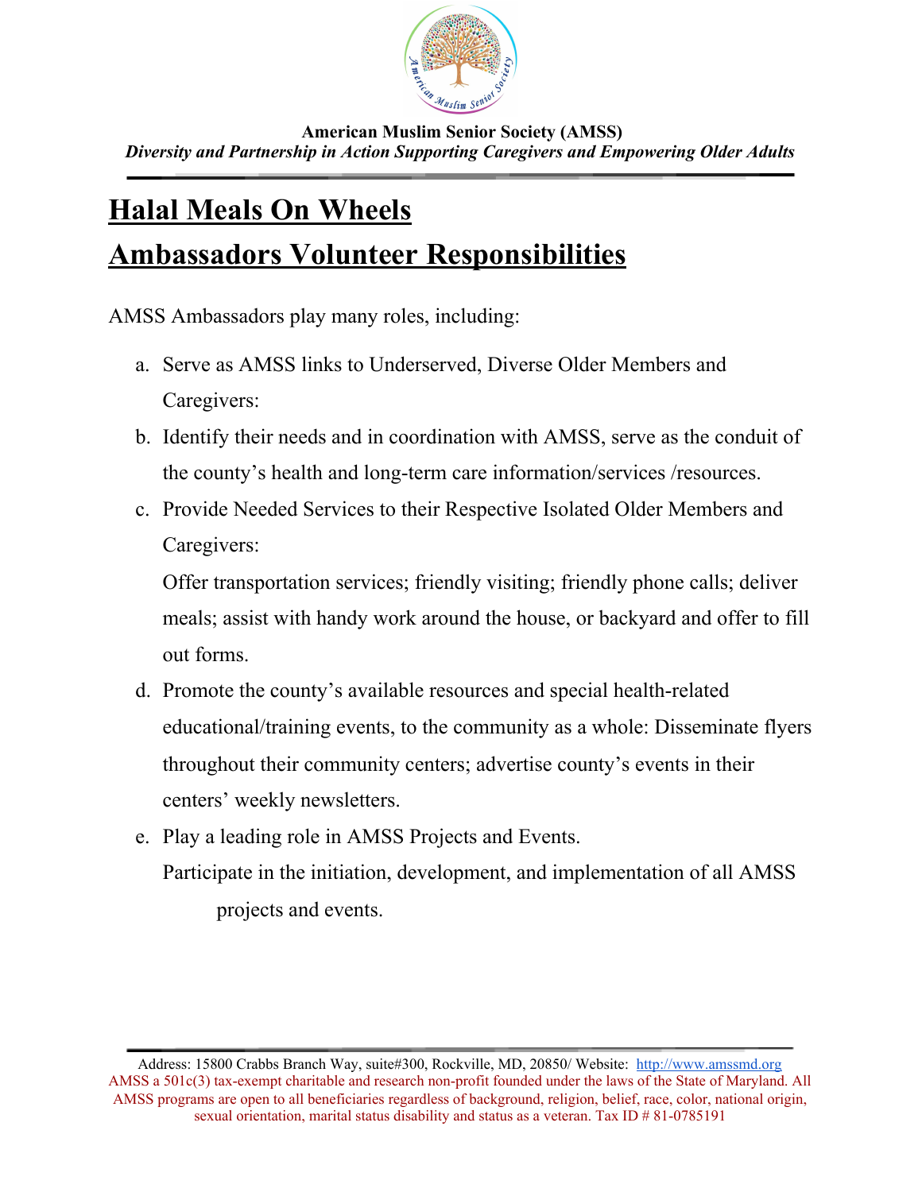**American Muslim Senior Society (AMSS)**

***Diversity and Partnership in Action Supporting Caregivers and Empowering Older Adults***

# Halal Meals On Wheels

# Ambassadors Volunteer Responsibilities

AMSS Ambassadors play many roles, including:

a. Serve as AMSS links to Underserved, Diverse Older Members and Caregivers:

b. Identify their needs and in coordination with AMSS, serve as the conduit of the county's health and long-term care information/services /resources.

c. Provide Needed Services to their Respective Isolated Older Members and Caregivers:

   Offer transportation services; friendly visiting; friendly phone calls; deliver meals; assist with handy work around the house, or backyard and offer to fill out forms.

d. Promote the county's available resources and special health-related educational/training events, to the community as a whole: Disseminate flyers throughout their community centers; advertise county's events in their centers' weekly newsletters.

e. Play a leading role in AMSS Projects and Events.

   Participate in the initiation, development, and implementation of all AMSS projects and events.

Address: 15800 Crabbs Branch Way, suite#300, Rockville, MD, 20850/ Website: http://www.amssmd.org

AMSS a 501c(3) tax-exempt charitable and research non-profit founded under the laws of the State of Maryland. All AMSS programs are open to all beneficiaries regardless of background, religion, belief, race, color, national origin, sexual orientation, marital status disability and status as a veteran. Tax ID # 81-0785191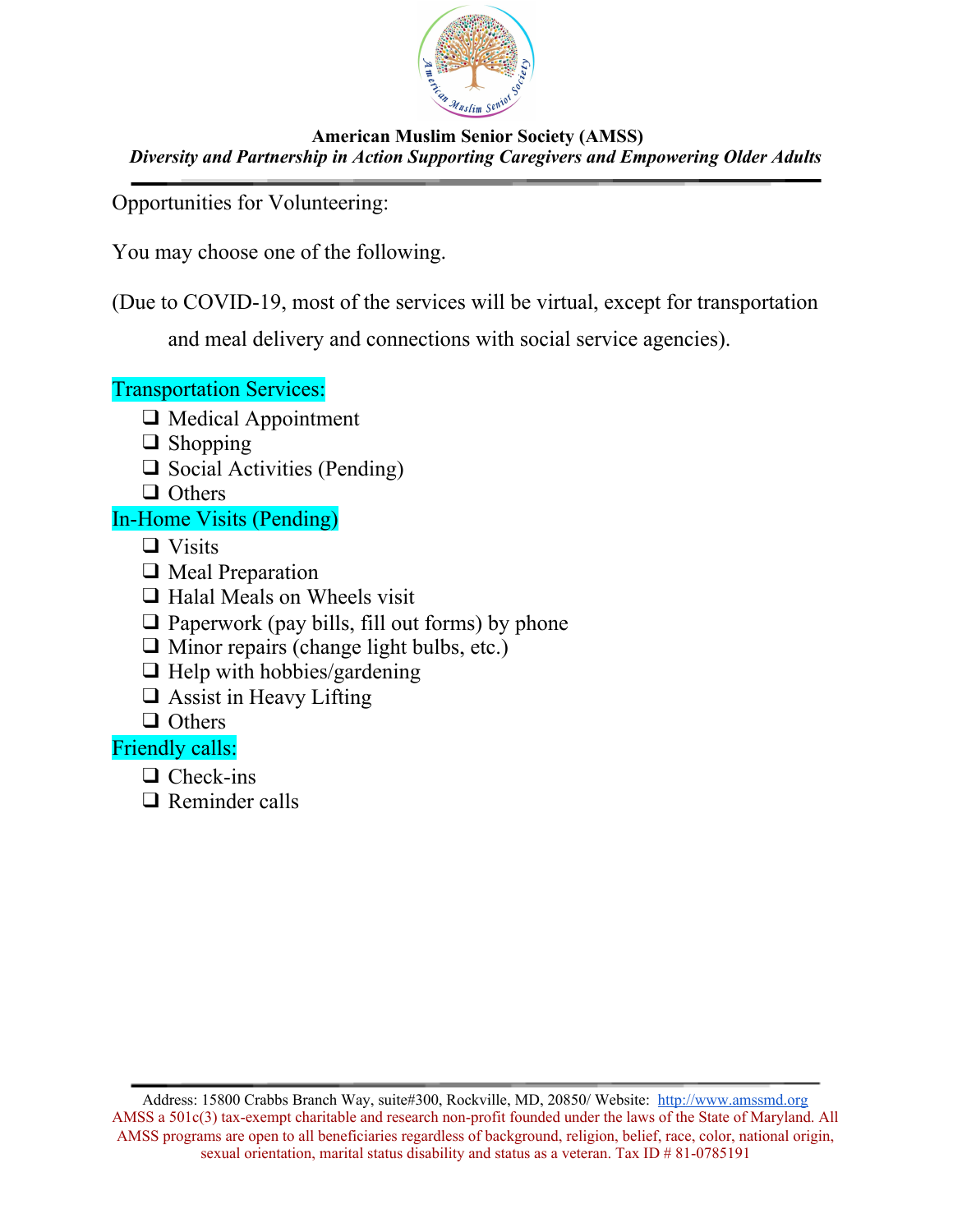**American Muslim Senior Society (AMSS)**

***Diversity and Partnership in Action Supporting Caregivers and Empowering Older Adults***

Opportunities for Volunteering:

You may choose one of the following.

(Due to COVID-19, most of the services will be virtual, except for transportation and meal delivery and connections with social service agencies).

Transportation Services:

- ❑ Medical Appointment
- ❑ Shopping
- ❑ Social Activities (Pending)
- ❑ Others

In-Home Visits (Pending)

- ❑ Visits
- ❑ Meal Preparation
- ❑ Halal Meals on Wheels visit
- ❑ Paperwork (pay bills, fill out forms) by phone
- ❑ Minor repairs (change light bulbs, etc.)
- ❑ Help with hobbies/gardening
- ❑ Assist in Heavy Lifting
- ❑ Others

Friendly calls:

- ❑ Check-ins
- ❑ Reminder calls

Address: 15800 Crabbs Branch Way, suite#300, Rockville, MD, 20850/ Website: http://www.amssmd.org

AMSS a 501c(3) tax-exempt charitable and research non-profit founded under the laws of the State of Maryland. All AMSS programs are open to all beneficiaries regardless of background, religion, belief, race, color, national origin, sexual orientation, marital status disability and status as a veteran. Tax ID # 81-0785191